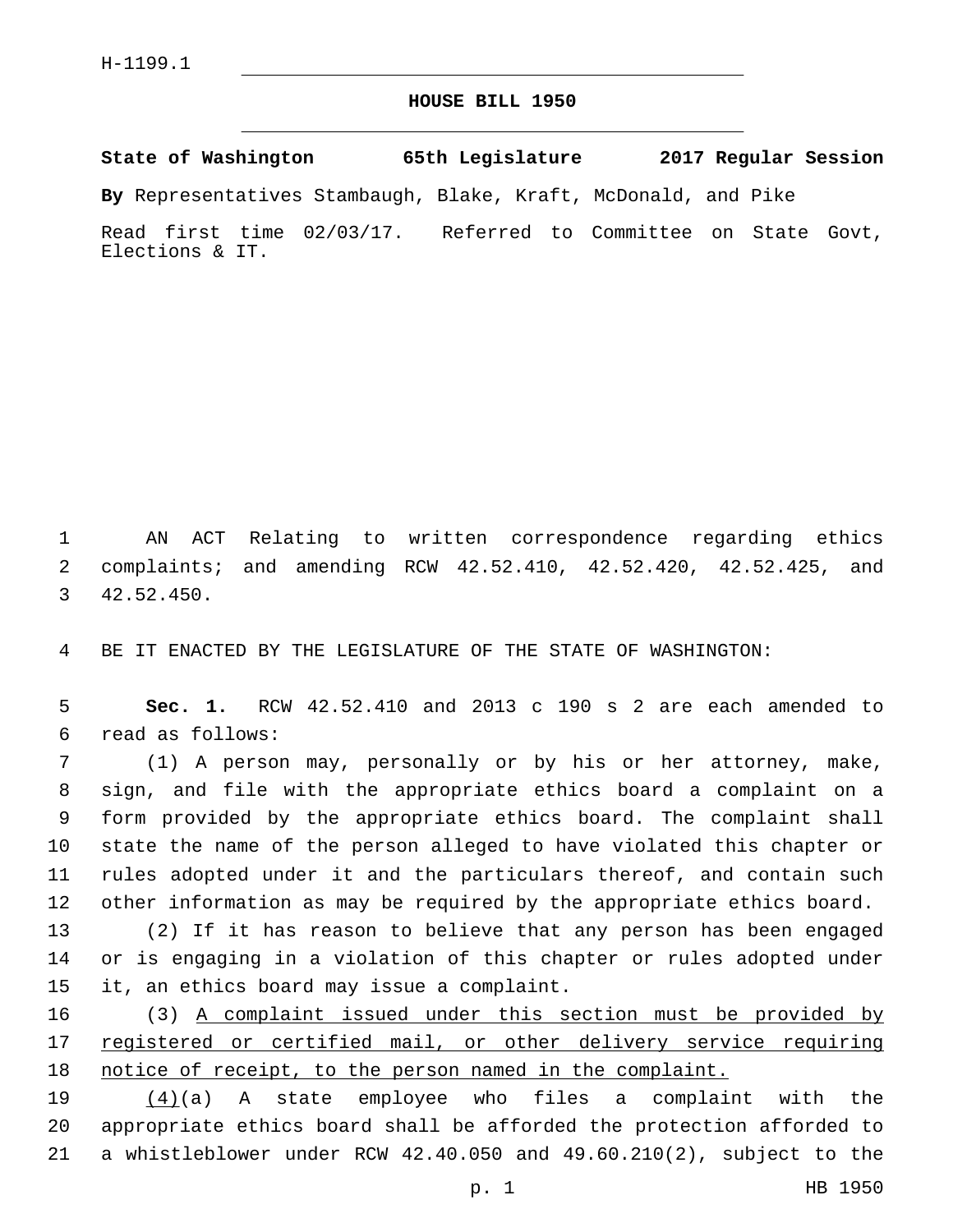H-1199.1

# HOUSE BILL 1950

**State of Washington 65th Legislature 2017 Regular Session**

**By** Representatives Stambaugh, Blake, Kraft, McDonald, and Pike

Read first time 02/03/17. Referred to Committee on State Govt, Elections & IT.

AN ACT Relating to written correspondence regarding ethics complaints; and amending RCW 42.52.410, 42.52.420, 42.52.425, and 42.52.450.

BE IT ENACTED BY THE LEGISLATURE OF THE STATE OF WASHINGTON:

**Sec. 1.** RCW 42.52.410 and 2013 c 190 s 2 are each amended to read as follows:

(1) A person may, personally or by his or her attorney, make, sign, and file with the appropriate ethics board a complaint on a form provided by the appropriate ethics board. The complaint shall state the name of the person alleged to have violated this chapter or rules adopted under it and the particulars thereof, and contain such other information as may be required by the appropriate ethics board.

(2) If it has reason to believe that any person has been engaged or is engaging in a violation of this chapter or rules adopted under it, an ethics board may issue a complaint.

(3) <u>A complaint issued under this section must be provided by registered or certified mail, or other delivery service requiring notice of receipt, to the person named in the complaint.</u>

<u>(4)</u>(a) A state employee who files a complaint with the appropriate ethics board shall be afforded the protection afforded to a whistleblower under RCW 42.40.050 and 49.60.210(2), subject to the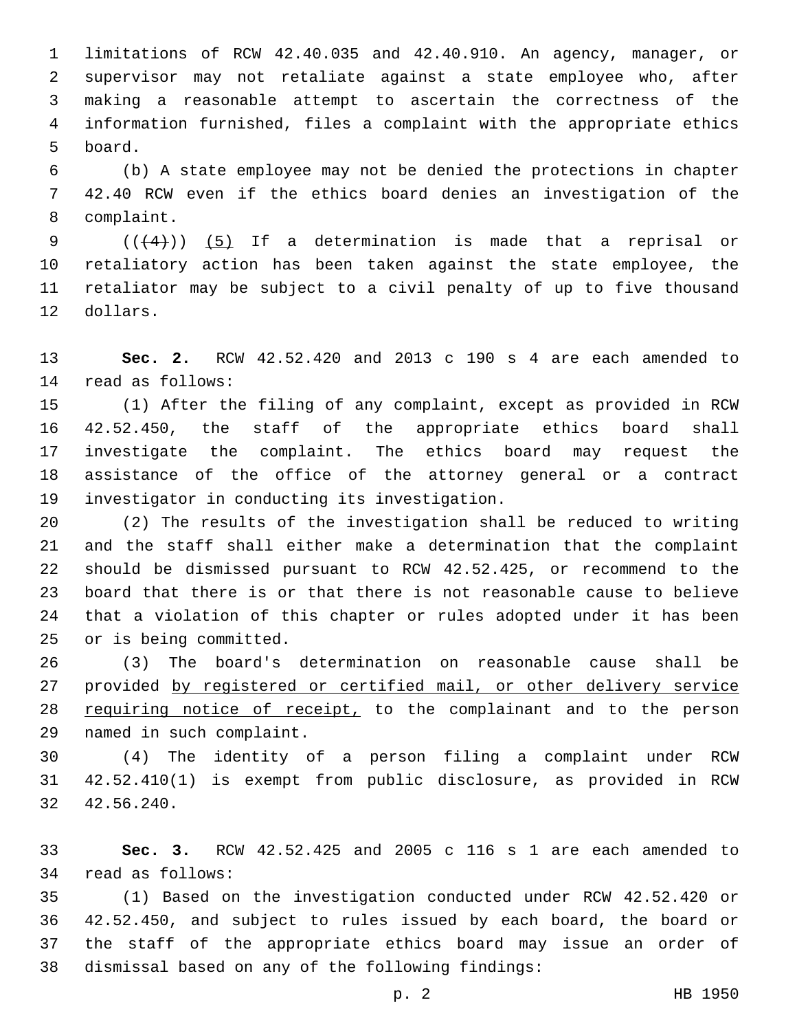limitations of RCW 42.40.035 and 42.40.910. An agency, manager, or supervisor may not retaliate against a state employee who, after making a reasonable attempt to ascertain the correctness of the information furnished, files a complaint with the appropriate ethics board.

(b) A state employee may not be denied the protections in chapter 42.40 RCW even if the ethics board denies an investigation of the complaint.

~~((4))~~ (5) If a determination is made that a reprisal or retaliatory action has been taken against the state employee, the retaliator may be subject to a civil penalty of up to five thousand dollars.

**Sec. 2.** RCW 42.52.420 and 2013 c 190 s 4 are each amended to read as follows:

(1) After the filing of any complaint, except as provided in RCW 42.52.450, the staff of the appropriate ethics board shall investigate the complaint. The ethics board may request the assistance of the office of the attorney general or a contract investigator in conducting its investigation.

(2) The results of the investigation shall be reduced to writing and the staff shall either make a determination that the complaint should be dismissed pursuant to RCW 42.52.425, or recommend to the board that there is or that there is not reasonable cause to believe that a violation of this chapter or rules adopted under it has been or is being committed.

(3) The board's determination on reasonable cause shall be provided by registered or certified mail, or other delivery service requiring notice of receipt, to the complainant and to the person named in such complaint.

(4) The identity of a person filing a complaint under RCW 42.52.410(1) is exempt from public disclosure, as provided in RCW 42.56.240.

**Sec. 3.** RCW 42.52.425 and 2005 c 116 s 1 are each amended to read as follows:

(1) Based on the investigation conducted under RCW 42.52.420 or 42.52.450, and subject to rules issued by each board, the board or the staff of the appropriate ethics board may issue an order of dismissal based on any of the following findings: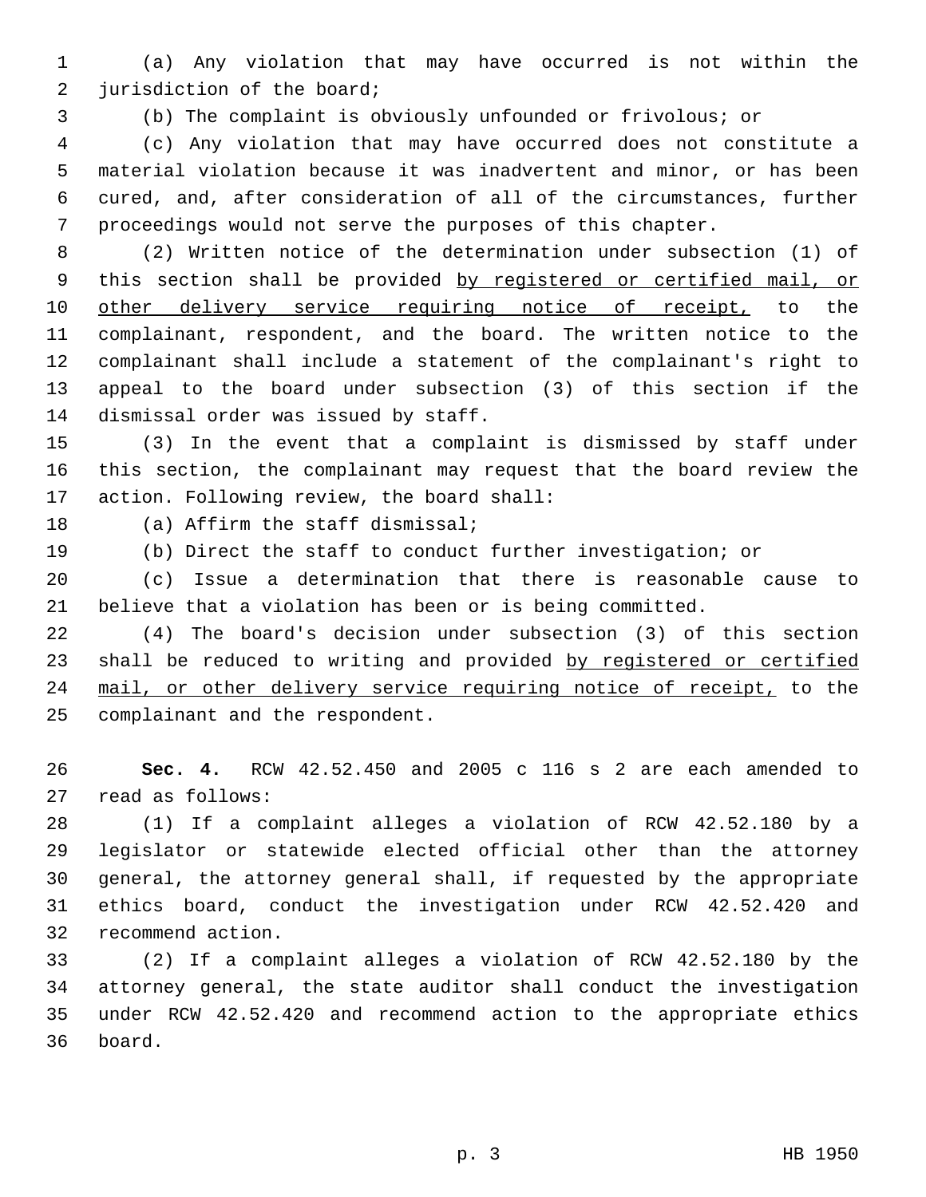(a) Any violation that may have occurred is not within the jurisdiction of the board;

(b) The complaint is obviously unfounded or frivolous; or

(c) Any violation that may have occurred does not constitute a material violation because it was inadvertent and minor, or has been cured, and, after consideration of all of the circumstances, further proceedings would not serve the purposes of this chapter.

(2) Written notice of the determination under subsection (1) of this section shall be provided <u>by registered or certified mail, or other delivery service requiring notice of receipt,</u> to the complainant, respondent, and the board. The written notice to the complainant shall include a statement of the complainant's right to appeal to the board under subsection (3) of this section if the dismissal order was issued by staff.

(3) In the event that a complaint is dismissed by staff under this section, the complainant may request that the board review the action. Following review, the board shall:

(a) Affirm the staff dismissal;

(b) Direct the staff to conduct further investigation; or

(c) Issue a determination that there is reasonable cause to believe that a violation has been or is being committed.

(4) The board's decision under subsection (3) of this section shall be reduced to writing and provided <u>by registered or certified mail, or other delivery service requiring notice of receipt,</u> to the complainant and the respondent.

**Sec. 4.** RCW 42.52.450 and 2005 c 116 s 2 are each amended to read as follows:

(1) If a complaint alleges a violation of RCW 42.52.180 by a legislator or statewide elected official other than the attorney general, the attorney general shall, if requested by the appropriate ethics board, conduct the investigation under RCW 42.52.420 and recommend action.

(2) If a complaint alleges a violation of RCW 42.52.180 by the attorney general, the state auditor shall conduct the investigation under RCW 42.52.420 and recommend action to the appropriate ethics board.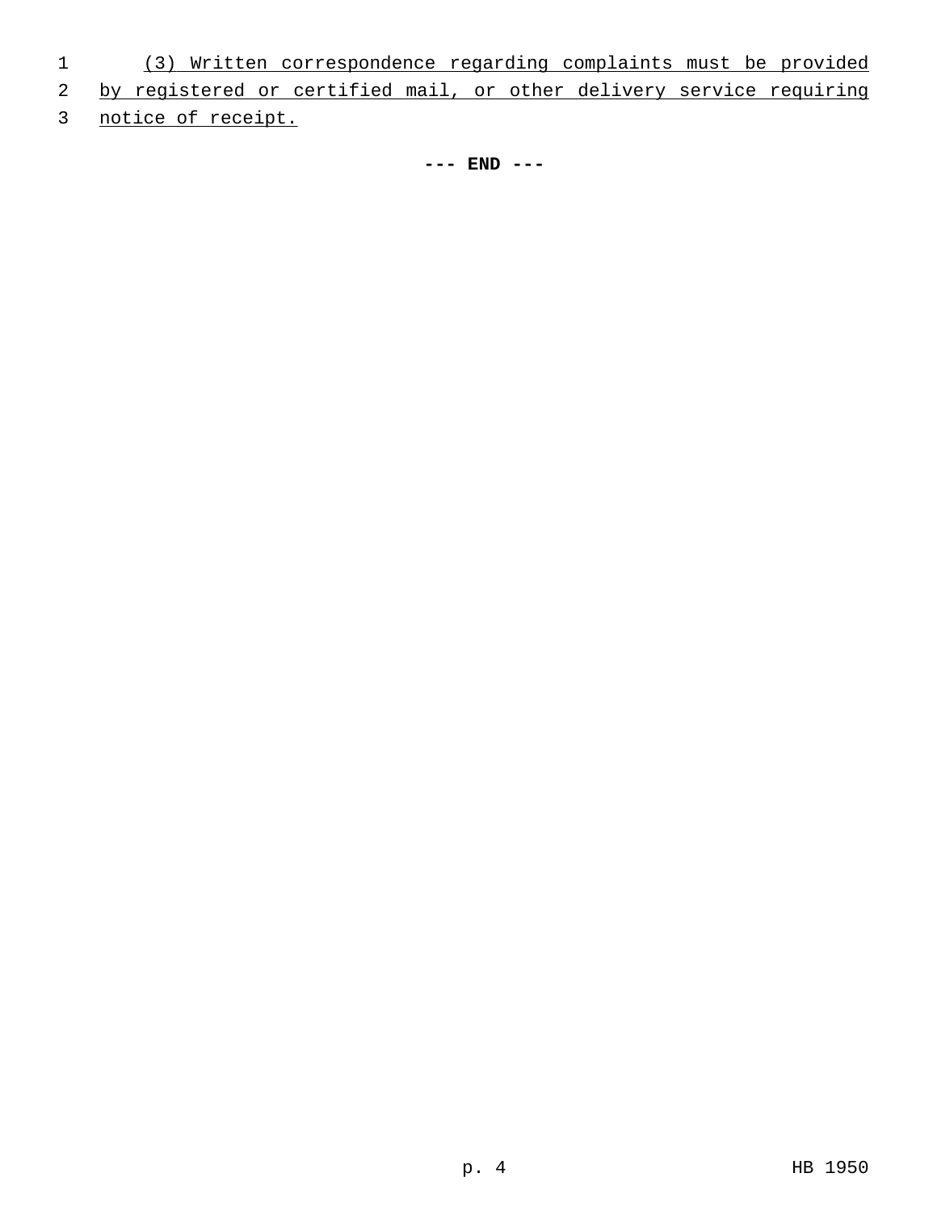(3) Written correspondence regarding complaints must be provided by registered or certified mail, or other delivery service requiring notice of receipt.

--- END ---